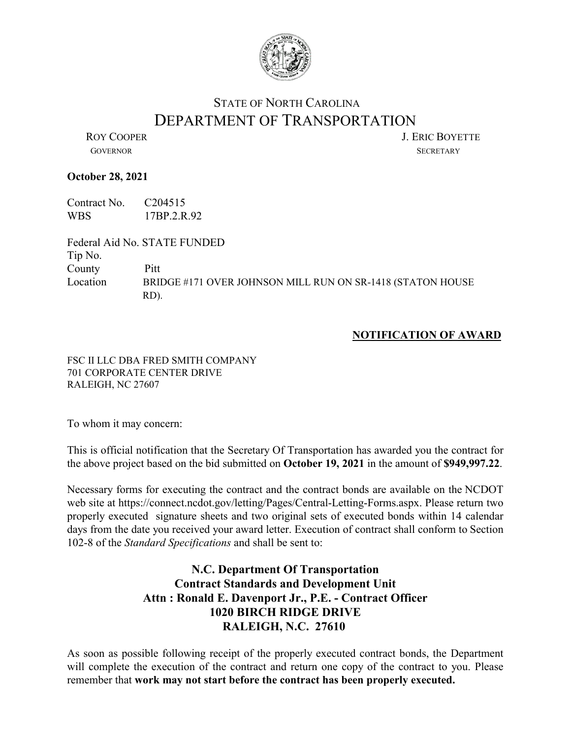# STATE OF NORTH CAROLINA
# DEPARTMENT OF TRANSPORTATION

ROY COOPER
GOVERNOR

J. ERIC BOYETTE
SECRETARY

**October 28, 2021**

Contract No. C204515
WBS 17BP.2.R.92

Federal Aid No. STATE FUNDED
Tip No.
County Pitt
Location BRIDGE #171 OVER JOHNSON MILL RUN ON SR-1418 (STATON HOUSE RD).

**NOTIFICATION OF AWARD**

FSC II LLC DBA FRED SMITH COMPANY
701 CORPORATE CENTER DRIVE
RALEIGH, NC 27607

To whom it may concern:

This is official notification that the Secretary Of Transportation has awarded you the contract for the above project based on the bid submitted on **October 19, 2021** in the amount of **$949,997.22**.

Necessary forms for executing the contract and the contract bonds are available on the NCDOT web site at https://connect.ncdot.gov/letting/Pages/Central-Letting-Forms.aspx. Please return two properly executed signature sheets and two original sets of executed bonds within 14 calendar days from the date you received your award letter. Execution of contract shall conform to Section 102-8 of the *Standard Specifications* and shall be sent to:

**N.C. Department Of Transportation**
**Contract Standards and Development Unit**
**Attn : Ronald E. Davenport Jr., P.E. - Contract Officer**
**1020 BIRCH RIDGE DRIVE**
**RALEIGH, N.C. 27610**

As soon as possible following receipt of the properly executed contract bonds, the Department will complete the execution of the contract and return one copy of the contract to you. Please remember that **work may not start before the contract has been properly executed.**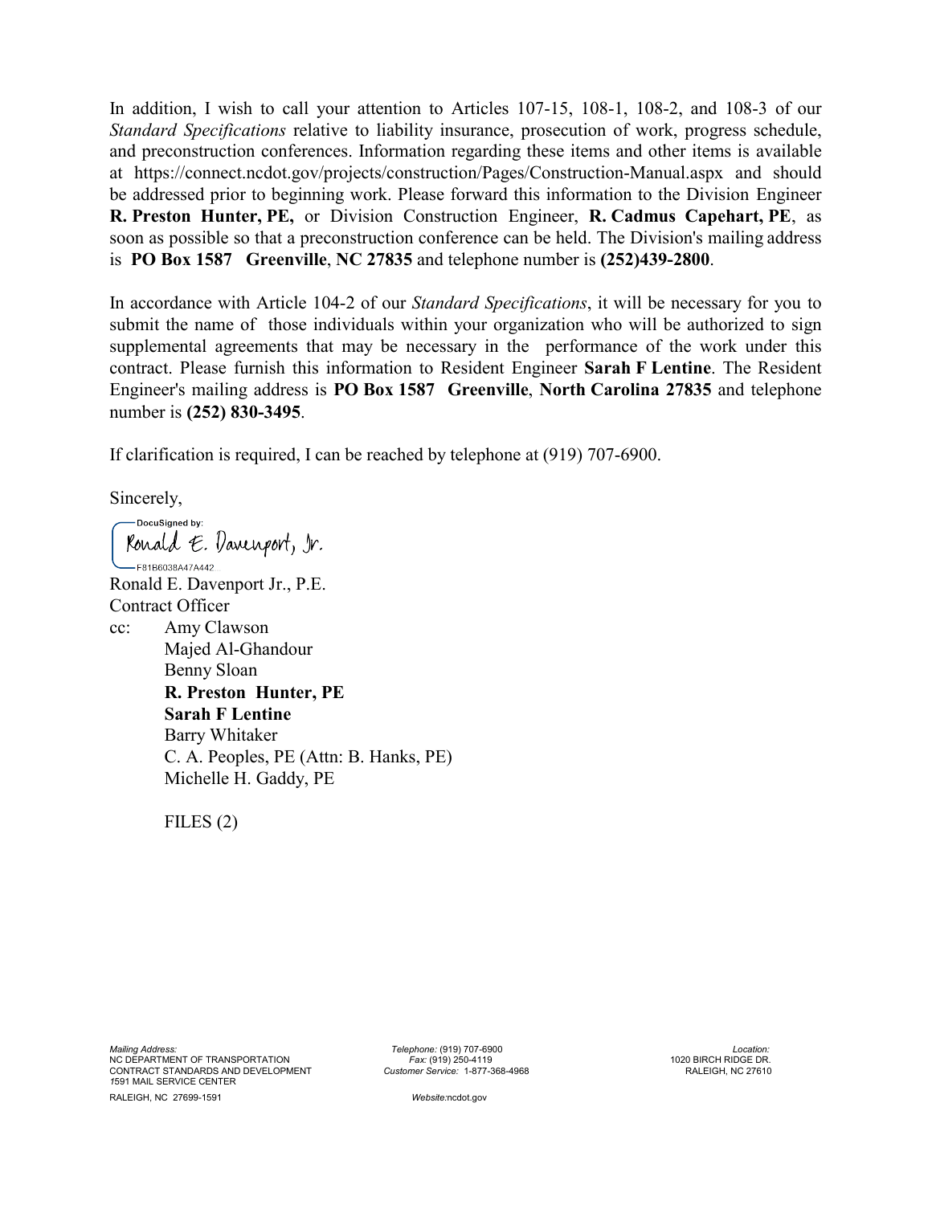In addition, I wish to call your attention to Articles 107-15, 108-1, 108-2, and 108-3 of our *Standard Specifications* relative to liability insurance, prosecution of work, progress schedule, and preconstruction conferences. Information regarding these items and other items is available at https://connect.ncdot.gov/projects/construction/Pages/Construction-Manual.aspx and should be addressed prior to beginning work. Please forward this information to the Division Engineer **R. Preston Hunter, PE,** or Division Construction Engineer, **R. Cadmus Capehart, PE**, as soon as possible so that a preconstruction conference can be held. The Division's mailing address is **PO Box 1587 Greenville**, **NC 27835** and telephone number is **(252)439-2800**.

In accordance with Article 104-2 of our *Standard Specifications*, it will be necessary for you to submit the name of those individuals within your organization who will be authorized to sign supplemental agreements that may be necessary in the performance of the work under this contract. Please furnish this information to Resident Engineer **Sarah F Lentine**. The Resident Engineer's mailing address is **PO Box 1587 Greenville**, **North Carolina 27835** and telephone number is **(252) 830-3495**.

If clarification is required, I can be reached by telephone at (919) 707-6900.

Sincerely,

DocuSigned by:
Ronald E. Davenport, Jr.
F81B6038A47A442...

Ronald E. Davenport Jr., P.E.
Contract Officer

cc: Amy Clawson
Majed Al-Ghandour
Benny Sloan
**R. Preston Hunter, PE**
**Sarah F Lentine**
Barry Whitaker
C. A. Peoples, PE (Attn: B. Hanks, PE)
Michelle H. Gaddy, PE

FILES (2)

*Mailing Address:*
NC DEPARTMENT OF TRANSPORTATION
CONTRACT STANDARDS AND DEVELOPMENT
1591 MAIL SERVICE CENTER
RALEIGH, NC 27699-1591

*Telephone:* (919) 707-6900
*Fax:* (919) 250-4119
*Customer Service:* 1-877-368-4968
*Website:*ncdot.gov

*Location:*
1020 BIRCH RIDGE DR.
RALEIGH, NC 27610